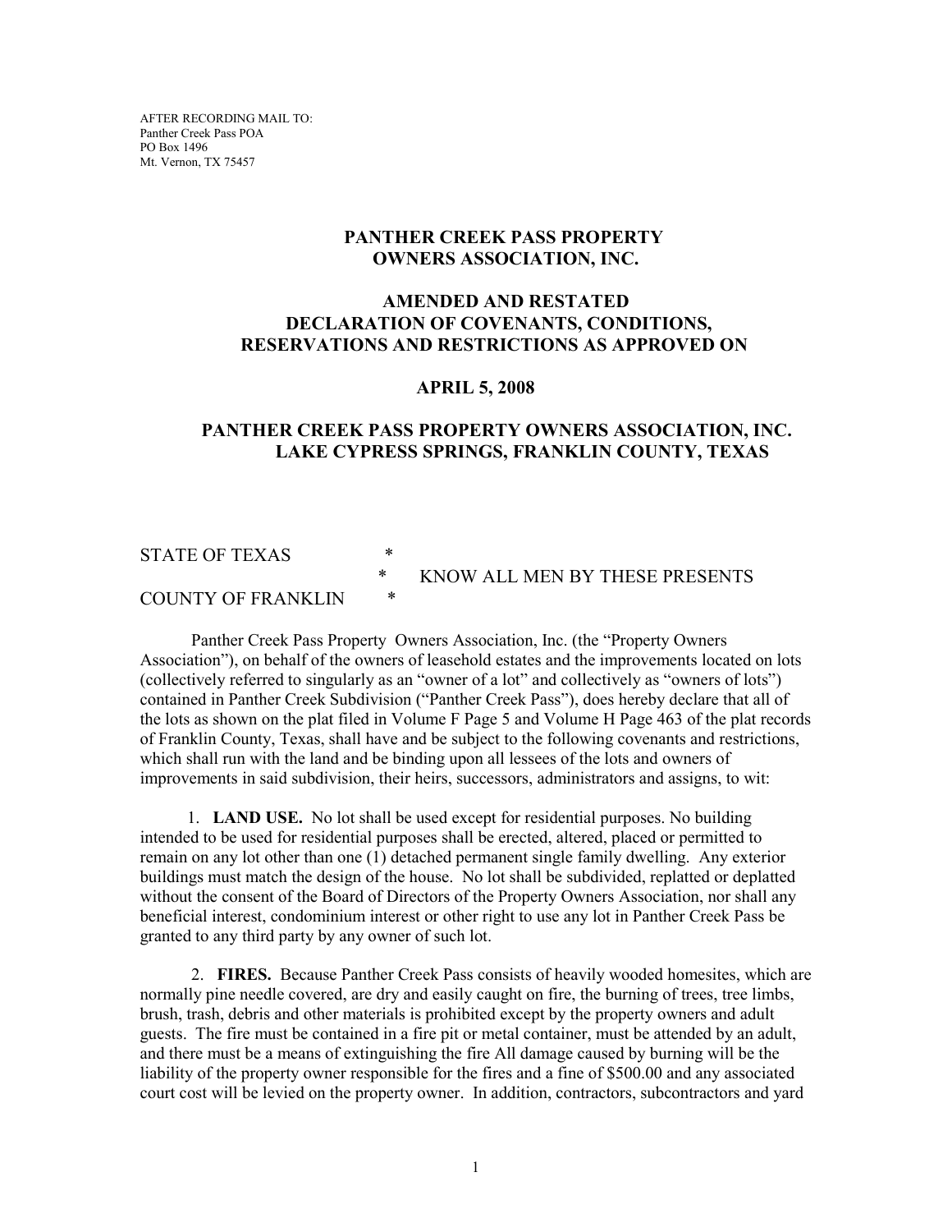AFTER RECORDING MAIL TO:
Panther Creek Pass POA
PO Box 1496
Mt. Vernon, TX 75457

# PANTHER CREEK PASS PROPERTY OWNERS ASSOCIATION, INC.

## AMENDED AND RESTATED DECLARATION OF COVENANTS, CONDITIONS, RESERVATIONS AND RESTRICTIONS AS APPROVED ON

## APRIL 5, 2008

## PANTHER CREEK PASS PROPERTY OWNERS ASSOCIATION, INC. LAKE CYPRESS SPRINGS, FRANKLIN COUNTY, TEXAS

STATE OF TEXAS *
* KNOW ALL MEN BY THESE PRESENTS
COUNTY OF FRANKLIN *

Panther Creek Pass Property Owners Association, Inc. (the "Property Owners Association"), on behalf of the owners of leasehold estates and the improvements located on lots (collectively referred to singularly as an "owner of a lot" and collectively as "owners of lots") contained in Panther Creek Subdivision ("Panther Creek Pass"), does hereby declare that all of the lots as shown on the plat filed in Volume F Page 5 and Volume H Page 463 of the plat records of Franklin County, Texas, shall have and be subject to the following covenants and restrictions, which shall run with the land and be binding upon all lessees of the lots and owners of improvements in said subdivision, their heirs, successors, administrators and assigns, to wit:

1. **LAND USE.** No lot shall be used except for residential purposes. No building intended to be used for residential purposes shall be erected, altered, placed or permitted to remain on any lot other than one (1) detached permanent single family dwelling. Any exterior buildings must match the design of the house. No lot shall be subdivided, replatted or deplatted without the consent of the Board of Directors of the Property Owners Association, nor shall any beneficial interest, condominium interest or other right to use any lot in Panther Creek Pass be granted to any third party by any owner of such lot.

2. **FIRES.** Because Panther Creek Pass consists of heavily wooded homesites, which are normally pine needle covered, are dry and easily caught on fire, the burning of trees, tree limbs, brush, trash, debris and other materials is prohibited except by the property owners and adult guests. The fire must be contained in a fire pit or metal container, must be attended by an adult, and there must be a means of extinguishing the fire All damage caused by burning will be the liability of the property owner responsible for the fires and a fine of $500.00 and any associated court cost will be levied on the property owner. In addition, contractors, subcontractors and yard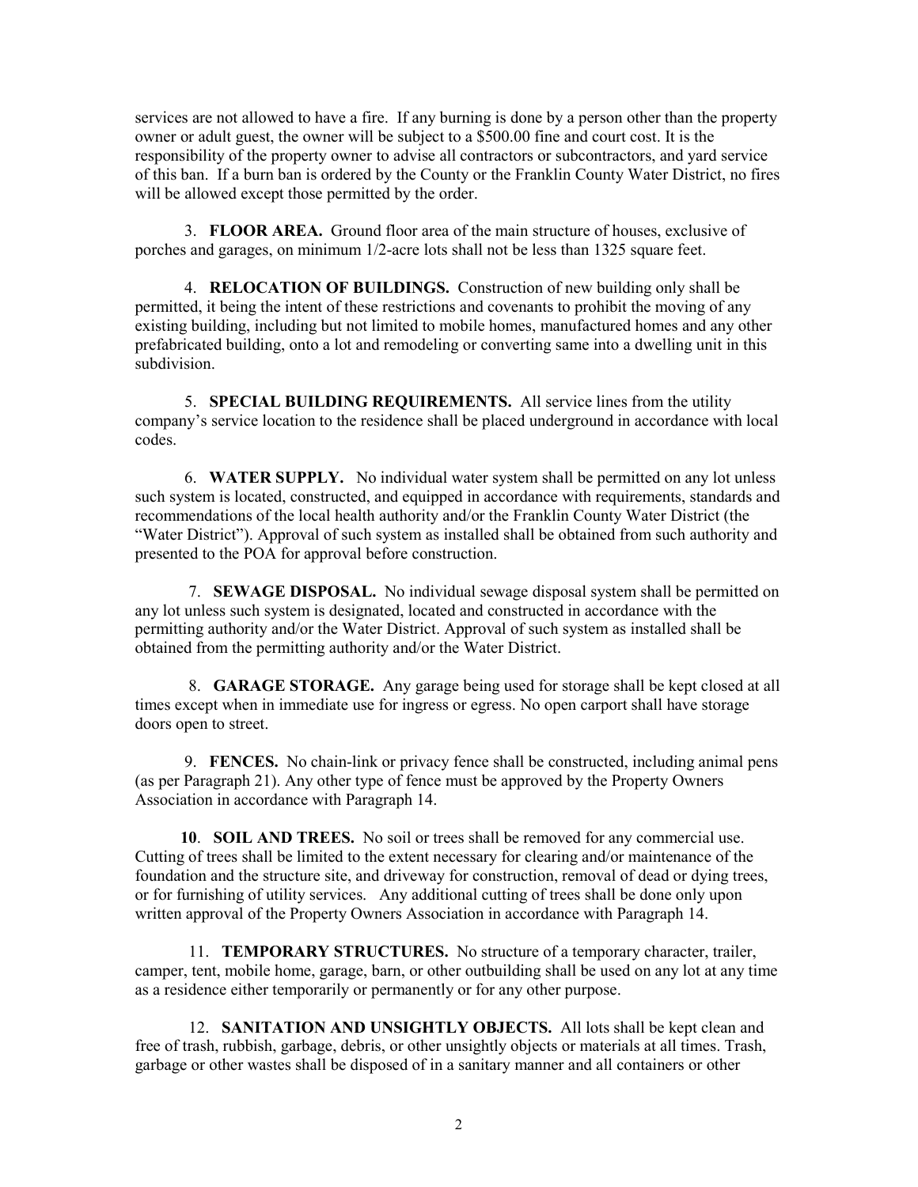services are not allowed to have a fire. If any burning is done by a person other than the property owner or adult guest, the owner will be subject to a $500.00 fine and court cost. It is the responsibility of the property owner to advise all contractors or subcontractors, and yard service of this ban. If a burn ban is ordered by the County or the Franklin County Water District, no fires will be allowed except those permitted by the order.

3. **FLOOR AREA.** Ground floor area of the main structure of houses, exclusive of porches and garages, on minimum 1/2-acre lots shall not be less than 1325 square feet.

4. **RELOCATION OF BUILDINGS.** Construction of new building only shall be permitted, it being the intent of these restrictions and covenants to prohibit the moving of any existing building, including but not limited to mobile homes, manufactured homes and any other prefabricated building, onto a lot and remodeling or converting same into a dwelling unit in this subdivision.

5. **SPECIAL BUILDING REQUIREMENTS.** All service lines from the utility company's service location to the residence shall be placed underground in accordance with local codes.

6. **WATER SUPPLY.** No individual water system shall be permitted on any lot unless such system is located, constructed, and equipped in accordance with requirements, standards and recommendations of the local health authority and/or the Franklin County Water District (the "Water District"). Approval of such system as installed shall be obtained from such authority and presented to the POA for approval before construction.

7. **SEWAGE DISPOSAL.** No individual sewage disposal system shall be permitted on any lot unless such system is designated, located and constructed in accordance with the permitting authority and/or the Water District. Approval of such system as installed shall be obtained from the permitting authority and/or the Water District.

8. **GARAGE STORAGE.** Any garage being used for storage shall be kept closed at all times except when in immediate use for ingress or egress. No open carport shall have storage doors open to street.

9. **FENCES.** No chain-link or privacy fence shall be constructed, including animal pens (as per Paragraph 21). Any other type of fence must be approved by the Property Owners Association in accordance with Paragraph 14.

**10**. **SOIL AND TREES.** No soil or trees shall be removed for any commercial use. Cutting of trees shall be limited to the extent necessary for clearing and/or maintenance of the foundation and the structure site, and driveway for construction, removal of dead or dying trees, or for furnishing of utility services. Any additional cutting of trees shall be done only upon written approval of the Property Owners Association in accordance with Paragraph 14.

11. **TEMPORARY STRUCTURES.** No structure of a temporary character, trailer, camper, tent, mobile home, garage, barn, or other outbuilding shall be used on any lot at any time as a residence either temporarily or permanently or for any other purpose.

12. **SANITATION AND UNSIGHTLY OBJECTS.** All lots shall be kept clean and free of trash, rubbish, garbage, debris, or other unsightly objects or materials at all times. Trash, garbage or other wastes shall be disposed of in a sanitary manner and all containers or other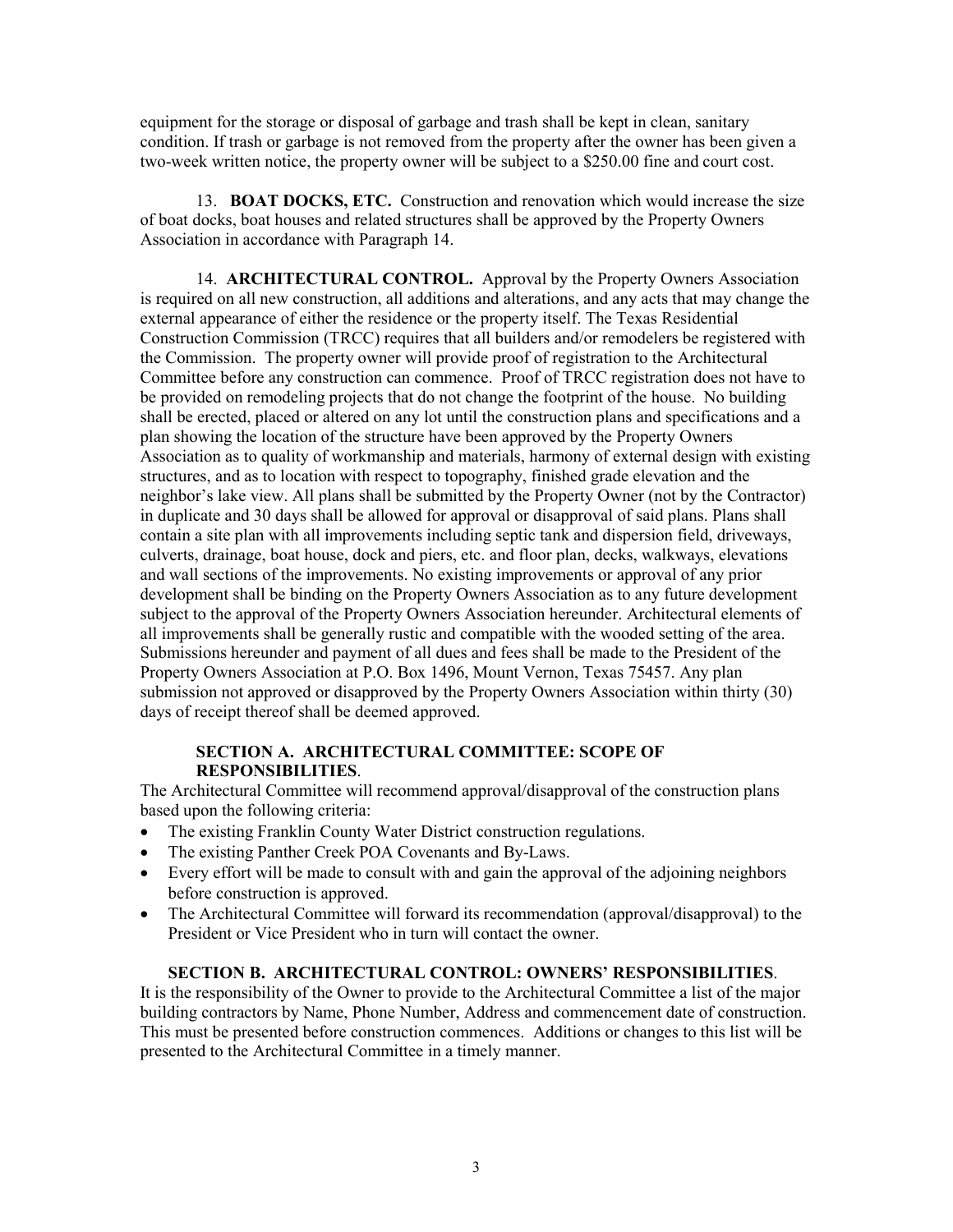equipment for the storage or disposal of garbage and trash shall be kept in clean, sanitary condition. If trash or garbage is not removed from the property after the owner has been given a two-week written notice, the property owner will be subject to a $250.00 fine and court cost.

13. **BOAT DOCKS, ETC.** Construction and renovation which would increase the size of boat docks, boat houses and related structures shall be approved by the Property Owners Association in accordance with Paragraph 14.

14. **ARCHITECTURAL CONTROL.** Approval by the Property Owners Association is required on all new construction, all additions and alterations, and any acts that may change the external appearance of either the residence or the property itself. The Texas Residential Construction Commission (TRCC) requires that all builders and/or remodelers be registered with the Commission. The property owner will provide proof of registration to the Architectural Committee before any construction can commence. Proof of TRCC registration does not have to be provided on remodeling projects that do not change the footprint of the house. No building shall be erected, placed or altered on any lot until the construction plans and specifications and a plan showing the location of the structure have been approved by the Property Owners Association as to quality of workmanship and materials, harmony of external design with existing structures, and as to location with respect to topography, finished grade elevation and the neighbor's lake view. All plans shall be submitted by the Property Owner (not by the Contractor) in duplicate and 30 days shall be allowed for approval or disapproval of said plans. Plans shall contain a site plan with all improvements including septic tank and dispersion field, driveways, culverts, drainage, boat house, dock and piers, etc. and floor plan, decks, walkways, elevations and wall sections of the improvements. No existing improvements or approval of any prior development shall be binding on the Property Owners Association as to any future development subject to the approval of the Property Owners Association hereunder. Architectural elements of all improvements shall be generally rustic and compatible with the wooded setting of the area. Submissions hereunder and payment of all dues and fees shall be made to the President of the Property Owners Association at P.O. Box 1496, Mount Vernon, Texas 75457. Any plan submission not approved or disapproved by the Property Owners Association within thirty (30) days of receipt thereof shall be deemed approved.

**SECTION A. ARCHITECTURAL COMMITTEE: SCOPE OF RESPONSIBILITIES**.

The Architectural Committee will recommend approval/disapproval of the construction plans based upon the following criteria:

- The existing Franklin County Water District construction regulations.
- The existing Panther Creek POA Covenants and By-Laws.
- Every effort will be made to consult with and gain the approval of the adjoining neighbors before construction is approved.
- The Architectural Committee will forward its recommendation (approval/disapproval) to the President or Vice President who in turn will contact the owner.

**SECTION B. ARCHITECTURAL CONTROL: OWNERS' RESPONSIBILITIES**.

It is the responsibility of the Owner to provide to the Architectural Committee a list of the major building contractors by Name, Phone Number, Address and commencement date of construction. This must be presented before construction commences. Additions or changes to this list will be presented to the Architectural Committee in a timely manner.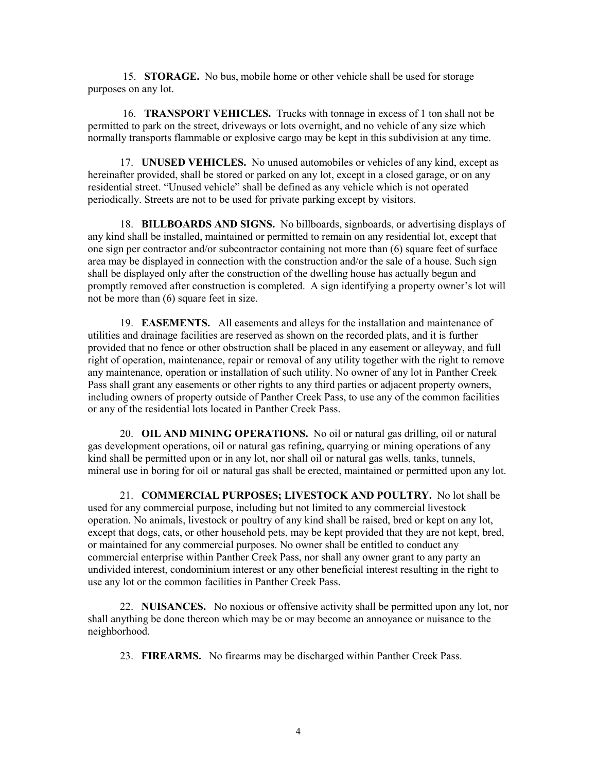15. **STORAGE.** No bus, mobile home or other vehicle shall be used for storage purposes on any lot.

16. **TRANSPORT VEHICLES.** Trucks with tonnage in excess of 1 ton shall not be permitted to park on the street, driveways or lots overnight, and no vehicle of any size which normally transports flammable or explosive cargo may be kept in this subdivision at any time.

17. **UNUSED VEHICLES.** No unused automobiles or vehicles of any kind, except as hereinafter provided, shall be stored or parked on any lot, except in a closed garage, or on any residential street. "Unused vehicle" shall be defined as any vehicle which is not operated periodically. Streets are not to be used for private parking except by visitors.

18. **BILLBOARDS AND SIGNS.** No billboards, signboards, or advertising displays of any kind shall be installed, maintained or permitted to remain on any residential lot, except that one sign per contractor and/or subcontractor containing not more than (6) square feet of surface area may be displayed in connection with the construction and/or the sale of a house. Such sign shall be displayed only after the construction of the dwelling house has actually begun and promptly removed after construction is completed. A sign identifying a property owner's lot will not be more than (6) square feet in size.

19. **EASEMENTS.** All easements and alleys for the installation and maintenance of utilities and drainage facilities are reserved as shown on the recorded plats, and it is further provided that no fence or other obstruction shall be placed in any easement or alleyway, and full right of operation, maintenance, repair or removal of any utility together with the right to remove any maintenance, operation or installation of such utility. No owner of any lot in Panther Creek Pass shall grant any easements or other rights to any third parties or adjacent property owners, including owners of property outside of Panther Creek Pass, to use any of the common facilities or any of the residential lots located in Panther Creek Pass.

20. **OIL AND MINING OPERATIONS.** No oil or natural gas drilling, oil or natural gas development operations, oil or natural gas refining, quarrying or mining operations of any kind shall be permitted upon or in any lot, nor shall oil or natural gas wells, tanks, tunnels, mineral use in boring for oil or natural gas shall be erected, maintained or permitted upon any lot.

21. **COMMERCIAL PURPOSES; LIVESTOCK AND POULTRY.** No lot shall be used for any commercial purpose, including but not limited to any commercial livestock operation. No animals, livestock or poultry of any kind shall be raised, bred or kept on any lot, except that dogs, cats, or other household pets, may be kept provided that they are not kept, bred, or maintained for any commercial purposes. No owner shall be entitled to conduct any commercial enterprise within Panther Creek Pass, nor shall any owner grant to any party an undivided interest, condominium interest or any other beneficial interest resulting in the right to use any lot or the common facilities in Panther Creek Pass.

22. **NUISANCES.** No noxious or offensive activity shall be permitted upon any lot, nor shall anything be done thereon which may be or may become an annoyance or nuisance to the neighborhood.

23. **FIREARMS.** No firearms may be discharged within Panther Creek Pass.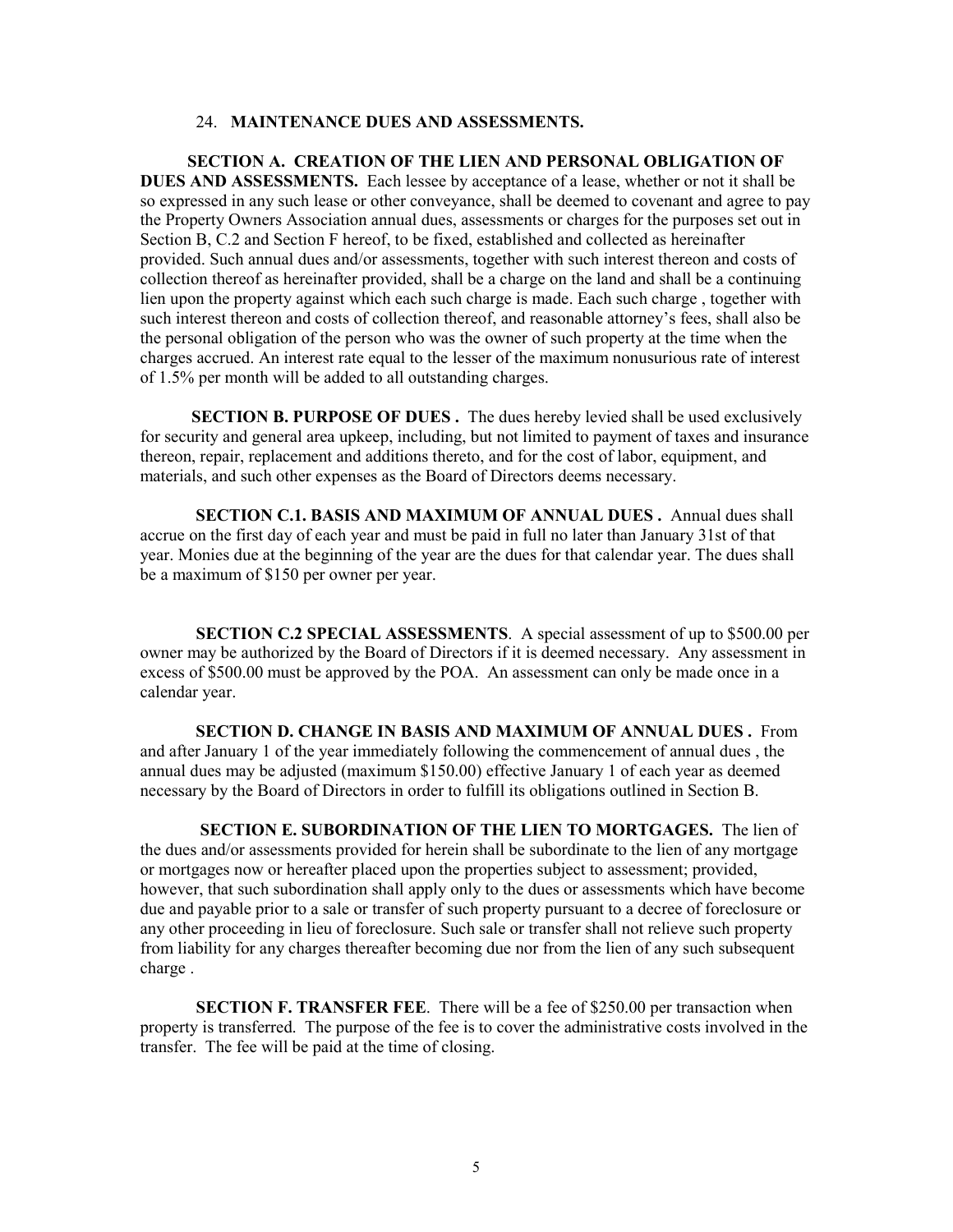## 24. **MAINTENANCE DUES AND ASSESSMENTS.**

**SECTION A. CREATION OF THE LIEN AND PERSONAL OBLIGATION OF DUES AND ASSESSMENTS.** Each lessee by acceptance of a lease, whether or not it shall be so expressed in any such lease or other conveyance, shall be deemed to covenant and agree to pay the Property Owners Association annual dues, assessments or charges for the purposes set out in Section B, C.2 and Section F hereof, to be fixed, established and collected as hereinafter provided. Such annual dues and/or assessments, together with such interest thereon and costs of collection thereof as hereinafter provided, shall be a charge on the land and shall be a continuing lien upon the property against which each such charge is made. Each such charge , together with such interest thereon and costs of collection thereof, and reasonable attorney's fees, shall also be the personal obligation of the person who was the owner of such property at the time when the charges accrued. An interest rate equal to the lesser of the maximum nonusurious rate of interest of 1.5% per month will be added to all outstanding charges.

**SECTION B. PURPOSE OF DUES .** The dues hereby levied shall be used exclusively for security and general area upkeep, including, but not limited to payment of taxes and insurance thereon, repair, replacement and additions thereto, and for the cost of labor, equipment, and materials, and such other expenses as the Board of Directors deems necessary.

**SECTION C.1. BASIS AND MAXIMUM OF ANNUAL DUES .** Annual dues shall accrue on the first day of each year and must be paid in full no later than January 31st of that year. Monies due at the beginning of the year are the dues for that calendar year. The dues shall be a maximum of $150 per owner per year.

**SECTION C.2 SPECIAL ASSESSMENTS**. A special assessment of up to $500.00 per owner may be authorized by the Board of Directors if it is deemed necessary. Any assessment in excess of $500.00 must be approved by the POA. An assessment can only be made once in a calendar year.

**SECTION D. CHANGE IN BASIS AND MAXIMUM OF ANNUAL DUES .** From and after January 1 of the year immediately following the commencement of annual dues , the annual dues may be adjusted (maximum $150.00) effective January 1 of each year as deemed necessary by the Board of Directors in order to fulfill its obligations outlined in Section B.

**SECTION E. SUBORDINATION OF THE LIEN TO MORTGAGES.** The lien of the dues and/or assessments provided for herein shall be subordinate to the lien of any mortgage or mortgages now or hereafter placed upon the properties subject to assessment; provided, however, that such subordination shall apply only to the dues or assessments which have become due and payable prior to a sale or transfer of such property pursuant to a decree of foreclosure or any other proceeding in lieu of foreclosure. Such sale or transfer shall not relieve such property from liability for any charges thereafter becoming due nor from the lien of any such subsequent charge .

**SECTION F. TRANSFER FEE**. There will be a fee of $250.00 per transaction when property is transferred. The purpose of the fee is to cover the administrative costs involved in the transfer. The fee will be paid at the time of closing.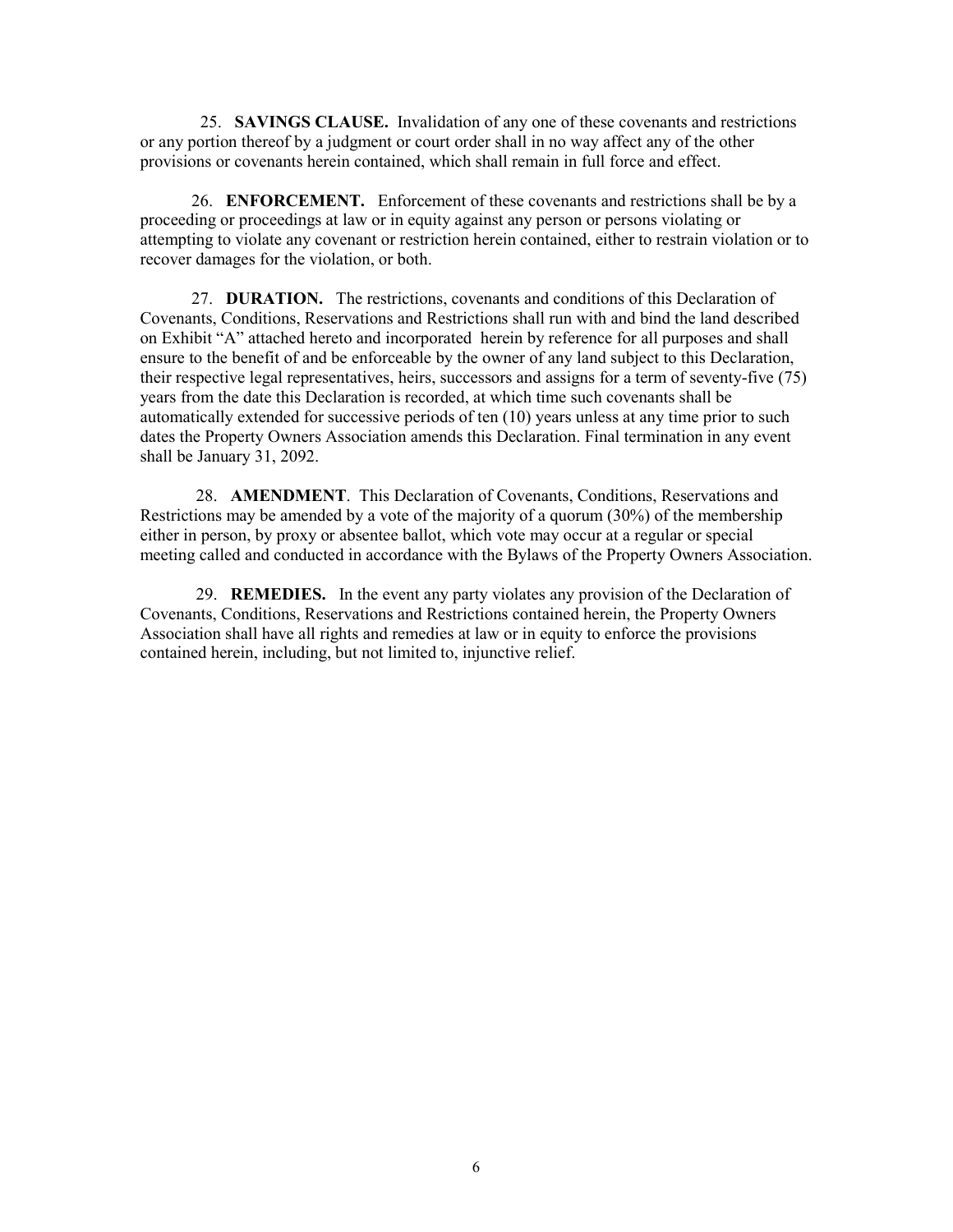25. **SAVINGS CLAUSE.** Invalidation of any one of these covenants and restrictions or any portion thereof by a judgment or court order shall in no way affect any of the other provisions or covenants herein contained, which shall remain in full force and effect.

26. **ENFORCEMENT.** Enforcement of these covenants and restrictions shall be by a proceeding or proceedings at law or in equity against any person or persons violating or attempting to violate any covenant or restriction herein contained, either to restrain violation or to recover damages for the violation, or both.

27. **DURATION.** The restrictions, covenants and conditions of this Declaration of Covenants, Conditions, Reservations and Restrictions shall run with and bind the land described on Exhibit "A" attached hereto and incorporated herein by reference for all purposes and shall ensure to the benefit of and be enforceable by the owner of any land subject to this Declaration, their respective legal representatives, heirs, successors and assigns for a term of seventy-five (75) years from the date this Declaration is recorded, at which time such covenants shall be automatically extended for successive periods of ten (10) years unless at any time prior to such dates the Property Owners Association amends this Declaration. Final termination in any event shall be January 31, 2092.

28. **AMENDMENT**. This Declaration of Covenants, Conditions, Reservations and Restrictions may be amended by a vote of the majority of a quorum (30%) of the membership either in person, by proxy or absentee ballot, which vote may occur at a regular or special meeting called and conducted in accordance with the Bylaws of the Property Owners Association.

29. **REMEDIES.** In the event any party violates any provision of the Declaration of Covenants, Conditions, Reservations and Restrictions contained herein, the Property Owners Association shall have all rights and remedies at law or in equity to enforce the provisions contained herein, including, but not limited to, injunctive relief.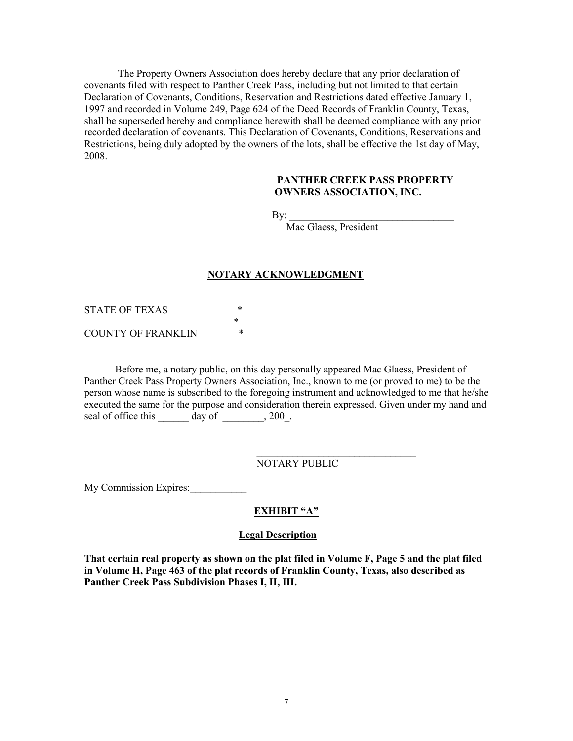The Property Owners Association does hereby declare that any prior declaration of covenants filed with respect to Panther Creek Pass, including but not limited to that certain Declaration of Covenants, Conditions, Reservation and Restrictions dated effective January 1, 1997 and recorded in Volume 249, Page 624 of the Deed Records of Franklin County, Texas, shall be superseded hereby and compliance herewith shall be deemed compliance with any prior recorded declaration of covenants. This Declaration of Covenants, Conditions, Reservations and Restrictions, being duly adopted by the owners of the lots, shall be effective the 1st day of May, 2008.

**PANTHER CREEK PASS PROPERTY OWNERS ASSOCIATION, INC.**

By: ________________________________
Mac Glaess, President

## NOTARY ACKNOWLEDGMENT

STATE OF TEXAS *
*
COUNTY OF FRANKLIN *

Before me, a notary public, on this day personally appeared Mac Glaess, President of Panther Creek Pass Property Owners Association, Inc., known to me (or proved to me) to be the person whose name is subscribed to the foregoing instrument and acknowledged to me that he/she executed the same for the purpose and consideration therein expressed. Given under my hand and seal of office this ______ day of ________, 200_.

________________________________
NOTARY PUBLIC

My Commission Expires:___________

## EXHIBIT "A"

### Legal Description

**That certain real property as shown on the plat filed in Volume F, Page 5 and the plat filed in Volume H, Page 463 of the plat records of Franklin County, Texas, also described as Panther Creek Pass Subdivision Phases I, II, III.**